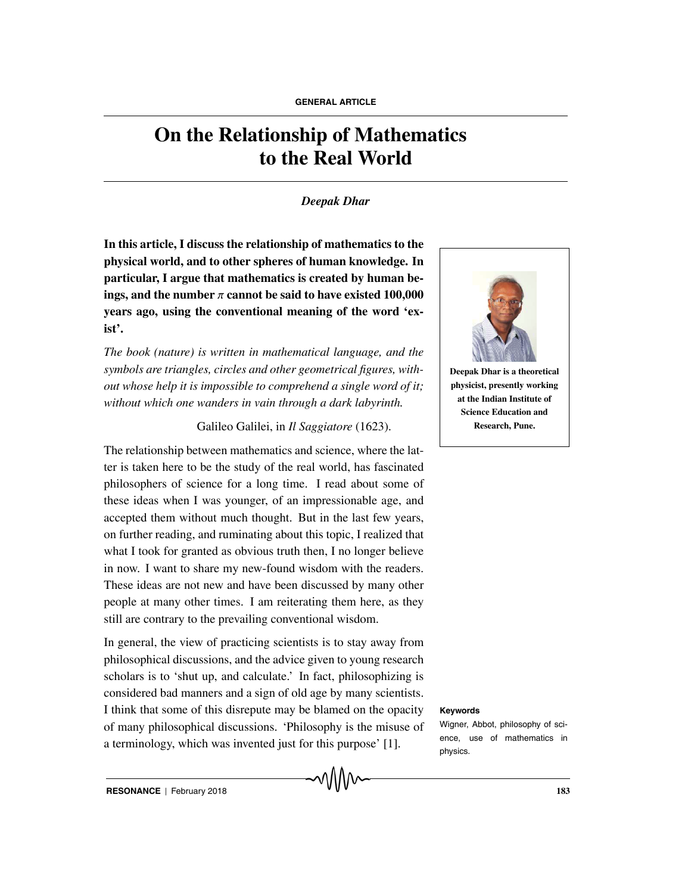GENERAL ARTICLE

# On the Relationship of Mathematics to the Real World

***Deepak Dhar***

**In this article, I discuss the relationship of mathematics to the physical world, and to other spheres of human knowledge. In particular, I argue that mathematics is created by human beings, and the number $\pi$ cannot be said to have existed 100,000 years ago, using the conventional meaning of the word 'exist'.**

**Deepak Dhar is a theoretical physicist, presently working at the Indian Institute of Science Education and Research, Pune.**

*The book (nature) is written in mathematical language, and the symbols are triangles, circles and other geometrical figures, without whose help it is impossible to comprehend a single word of it; without which one wanders in vain through a dark labyrinth.*

Galileo Galilei, in *Il Saggiatore* (1623).

The relationship between mathematics and science, where the latter is taken here to be the study of the real world, has fascinated philosophers of science for a long time. I read about some of these ideas when I was younger, of an impressionable age, and accepted them without much thought. But in the last few years, on further reading, and ruminating about this topic, I realized that what I took for granted as obvious truth then, I no longer believe in now. I want to share my new-found wisdom with the readers. These ideas are not new and have been discussed by many other people at many other times. I am reiterating them here, as they still are contrary to the prevailing conventional wisdom.

In general, the view of practicing scientists is to stay away from philosophical discussions, and the advice given to young research scholars is to 'shut up, and calculate.' In fact, philosophizing is considered bad manners and a sign of old age by many scientists. I think that some of this disrepute may be blamed on the opacity of many philosophical discussions. 'Philosophy is the misuse of a terminology, which was invented just for this purpose' [1].

**Keywords**

Wigner, Abbot, philosophy of science, use of mathematics in physics.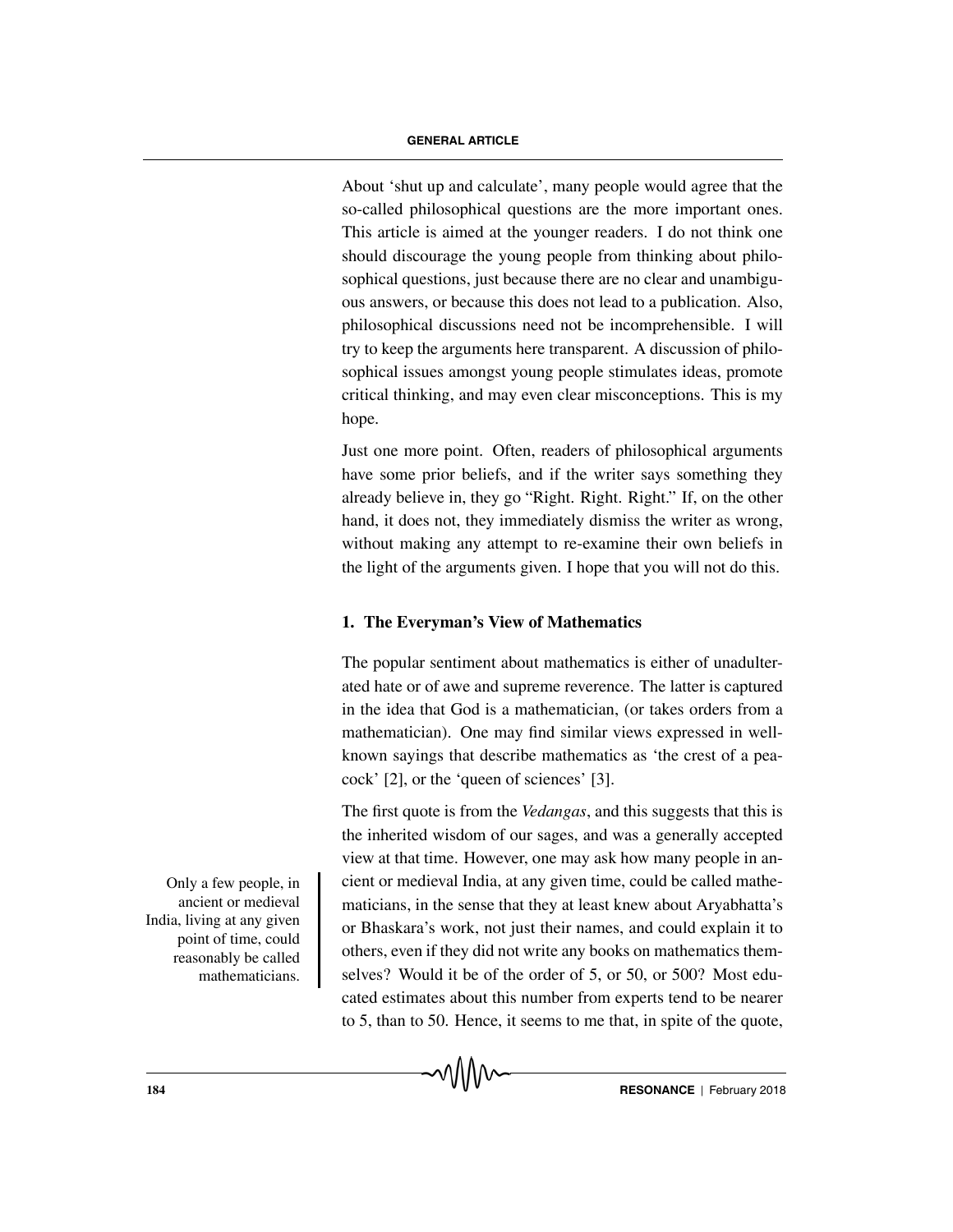About 'shut up and calculate', many people would agree that the so-called philosophical questions are the more important ones. This article is aimed at the younger readers. I do not think one should discourage the young people from thinking about philosophical questions, just because there are no clear and unambiguous answers, or because this does not lead to a publication. Also, philosophical discussions need not be incomprehensible. I will try to keep the arguments here transparent. A discussion of philosophical issues amongst young people stimulates ideas, promote critical thinking, and may even clear misconceptions. This is my hope.

Just one more point. Often, readers of philosophical arguments have some prior beliefs, and if the writer says something they already believe in, they go "Right. Right. Right." If, on the other hand, it does not, they immediately dismiss the writer as wrong, without making any attempt to re-examine their own beliefs in the light of the arguments given. I hope that you will not do this.

## 1. The Everyman's View of Mathematics

The popular sentiment about mathematics is either of unadulterated hate or of awe and supreme reverence. The latter is captured in the idea that God is a mathematician, (or takes orders from a mathematician). One may find similar views expressed in well-known sayings that describe mathematics as 'the crest of a peacock' [2], or the 'queen of sciences' [3].

The first quote is from the *Vedangas*, and this suggests that this is the inherited wisdom of our sages, and was a generally accepted view at that time. However, one may ask how many people in ancient or medieval India, at any given time, could be called mathematicians, in the sense that they at least knew about Aryabhatta's or Bhaskara's work, not just their names, and could explain it to others, even if they did not write any books on mathematics themselves? Would it be of the order of 5, or 50, or 500? Most educated estimates about this number from experts tend to be nearer to 5, than to 50. Hence, it seems to me that, in spite of the quote,

Only a few people, in ancient or medieval India, living at any given point of time, could reasonably be called mathematicians.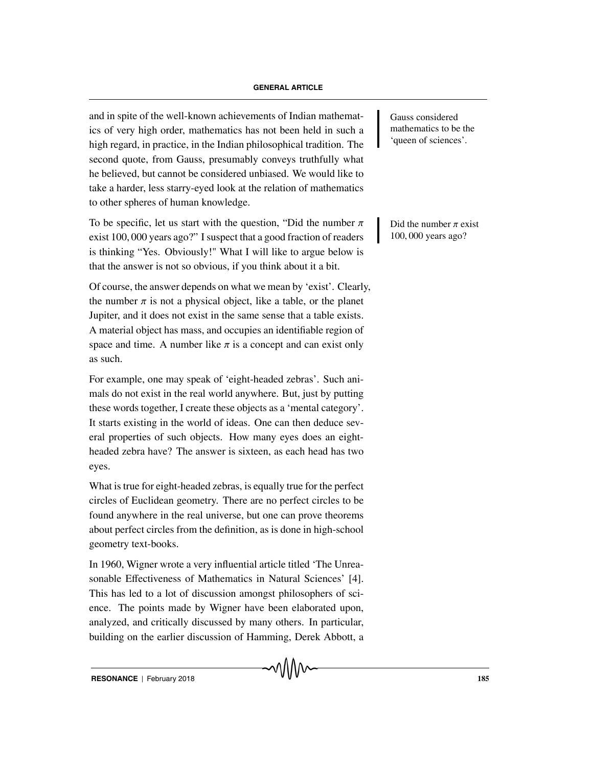and in spite of the well-known achievements of Indian mathematics of very high order, mathematics has not been held in such a high regard, in practice, in the Indian philosophical tradition. The second quote, from Gauss, presumably conveys truthfully what he believed, but cannot be considered unbiased. We would like to take a harder, less starry-eyed look at the relation of mathematics to other spheres of human knowledge.

Gauss considered mathematics to be the 'queen of sciences'.

To be specific, let us start with the question, "Did the number $\pi$ exist 100,000 years ago?" I suspect that a good fraction of readers is thinking "Yes. Obviously!" What I will like to argue below is that the answer is not so obvious, if you think about it a bit.

Did the number $\pi$ exist 100,000 years ago?

Of course, the answer depends on what we mean by 'exist'. Clearly, the number $\pi$ is not a physical object, like a table, or the planet Jupiter, and it does not exist in the same sense that a table exists. A material object has mass, and occupies an identifiable region of space and time. A number like $\pi$ is a concept and can exist only as such.

For example, one may speak of 'eight-headed zebras'. Such animals do not exist in the real world anywhere. But, just by putting these words together, I create these objects as a 'mental category'. It starts existing in the world of ideas. One can then deduce several properties of such objects. How many eyes does an eight-headed zebra have? The answer is sixteen, as each head has two eyes.

What is true for eight-headed zebras, is equally true for the perfect circles of Euclidean geometry. There are no perfect circles to be found anywhere in the real universe, but one can prove theorems about perfect circles from the definition, as is done in high-school geometry text-books.

In 1960, Wigner wrote a very influential article titled 'The Unreasonable Effectiveness of Mathematics in Natural Sciences' [4]. This has led to a lot of discussion amongst philosophers of science. The points made by Wigner have been elaborated upon, analyzed, and critically discussed by many others. In particular, building on the earlier discussion of Hamming, Derek Abbott, a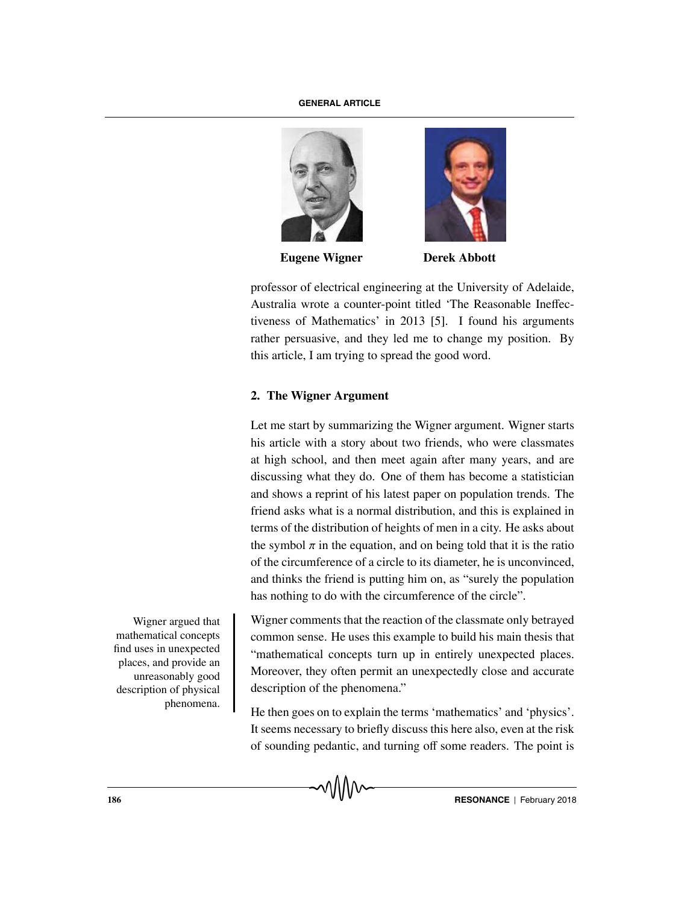Eugene Wigner

Derek Abbott

professor of electrical engineering at the University of Adelaide, Australia wrote a counter-point titled 'The Reasonable Ineffectiveness of Mathematics' in 2013 [5]. I found his arguments rather persuasive, and they led me to change my position. By this article, I am trying to spread the good word.

## 2. The Wigner Argument

Let me start by summarizing the Wigner argument. Wigner starts his article with a story about two friends, who were classmates at high school, and then meet again after many years, and are discussing what they do. One of them has become a statistician and shows a reprint of his latest paper on population trends. The friend asks what is a normal distribution, and this is explained in terms of the distribution of heights of men in a city. He asks about the symbol $\pi$ in the equation, and on being told that it is the ratio of the circumference of a circle to its diameter, he is unconvinced, and thinks the friend is putting him on, as "surely the population has nothing to do with the circumference of the circle".

Wigner argued that mathematical concepts find uses in unexpected places, and provide an unreasonably good description of physical phenomena.

Wigner comments that the reaction of the classmate only betrayed common sense. He uses this example to build his main thesis that "mathematical concepts turn up in entirely unexpected places. Moreover, they often permit an unexpectedly close and accurate description of the phenomena."

He then goes on to explain the terms 'mathematics' and 'physics'. It seems necessary to briefly discuss this here also, even at the risk of sounding pedantic, and turning off some readers. The point is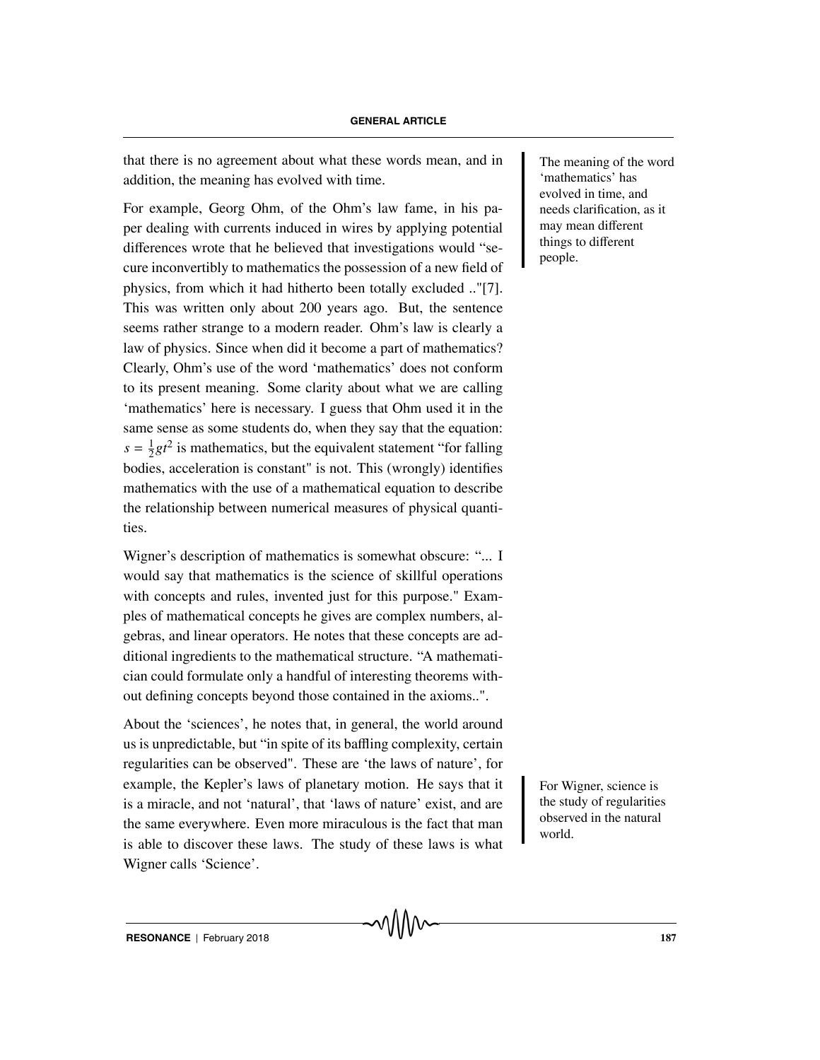that there is no agreement about what these words mean, and in addition, the meaning has evolved with time.

> The meaning of the word 'mathematics' has evolved in time, and needs clarification, as it may mean different things to different people.

For example, Georg Ohm, of the Ohm's law fame, in his paper dealing with currents induced in wires by applying potential differences wrote that he believed that investigations would "secure inconvertibly to mathematics the possession of a new field of physics, from which it had hitherto been totally excluded .."[7]. This was written only about 200 years ago. But, the sentence seems rather strange to a modern reader. Ohm's law is clearly a law of physics. Since when did it become a part of mathematics? Clearly, Ohm's use of the word 'mathematics' does not conform to its present meaning. Some clarity about what we are calling 'mathematics' here is necessary. I guess that Ohm used it in the same sense as some students do, when they say that the equation: $s = \frac{1}{2}gt^2$ is mathematics, but the equivalent statement "for falling bodies, acceleration is constant" is not. This (wrongly) identifies mathematics with the use of a mathematical equation to describe the relationship between numerical measures of physical quantities.

Wigner's description of mathematics is somewhat obscure: "... I would say that mathematics is the science of skillful operations with concepts and rules, invented just for this purpose." Examples of mathematical concepts he gives are complex numbers, algebras, and linear operators. He notes that these concepts are additional ingredients to the mathematical structure. "A mathematician could formulate only a handful of interesting theorems without defining concepts beyond those contained in the axioms..".

About the 'sciences', he notes that, in general, the world around us is unpredictable, but "in spite of its baffling complexity, certain regularities can be observed". These are 'the laws of nature', for example, the Kepler's laws of planetary motion. He says that it is a miracle, and not 'natural', that 'laws of nature' exist, and are the same everywhere. Even more miraculous is the fact that man is able to discover these laws. The study of these laws is what Wigner calls 'Science'.

> For Wigner, science is the study of regularities observed in the natural world.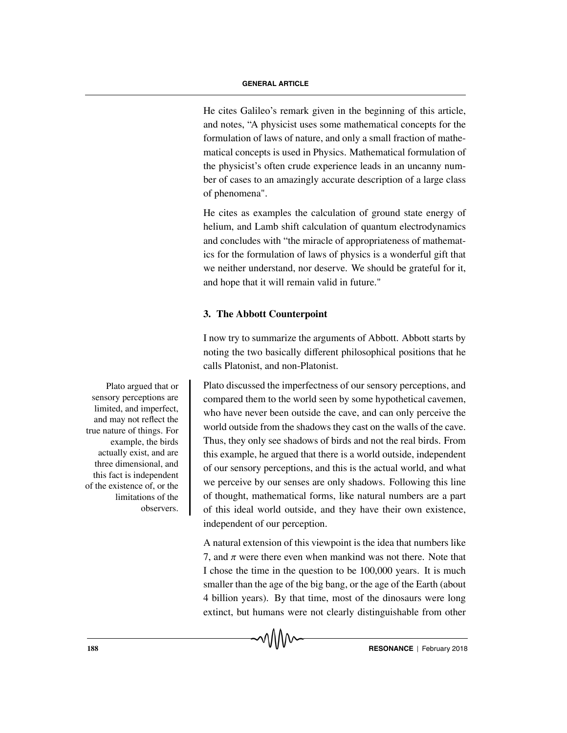He cites Galileo's remark given in the beginning of this article, and notes, "A physicist uses some mathematical concepts for the formulation of laws of nature, and only a small fraction of mathematical concepts is used in Physics. Mathematical formulation of the physicist's often crude experience leads in an uncanny number of cases to an amazingly accurate description of a large class of phenomena".

He cites as examples the calculation of ground state energy of helium, and Lamb shift calculation of quantum electrodynamics and concludes with "the miracle of appropriateness of mathematics for the formulation of laws of physics is a wonderful gift that we neither understand, nor deserve. We should be grateful for it, and hope that it will remain valid in future."

## 3. The Abbott Counterpoint

I now try to summarize the arguments of Abbott. Abbott starts by noting the two basically different philosophical positions that he calls Platonist, and non-Platonist.

Plato argued that or sensory perceptions are limited, and imperfect, and may not reflect the true nature of things. For example, the birds actually exist, and are three dimensional, and this fact is independent of the existence of, or the limitations of the observers.

Plato discussed the imperfectness of our sensory perceptions, and compared them to the world seen by some hypothetical cavemen, who have never been outside the cave, and can only perceive the world outside from the shadows they cast on the walls of the cave. Thus, they only see shadows of birds and not the real birds. From this example, he argued that there is a world outside, independent of our sensory perceptions, and this is the actual world, and what we perceive by our senses are only shadows. Following this line of thought, mathematical forms, like natural numbers are a part of this ideal world outside, and they have their own existence, independent of our perception.

A natural extension of this viewpoint is the idea that numbers like 7, and $\pi$ were there even when mankind was not there. Note that I chose the time in the question to be 100,000 years. It is much smaller than the age of the big bang, or the age of the Earth (about 4 billion years). By that time, most of the dinosaurs were long extinct, but humans were not clearly distinguishable from other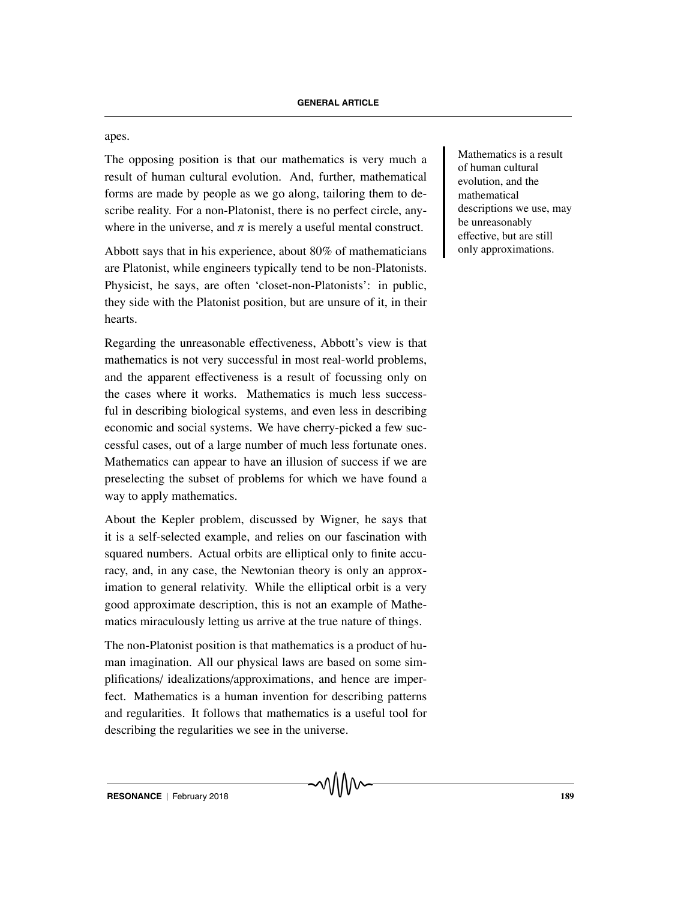apes.

The opposing position is that our mathematics is very much a result of human cultural evolution. And, further, mathematical forms are made by people as we go along, tailoring them to describe reality. For a non-Platonist, there is no perfect circle, anywhere in the universe, and $\pi$ is merely a useful mental construct.

Mathematics is a result of human cultural evolution, and the mathematical descriptions we use, may be unreasonably effective, but are still only approximations.

Abbott says that in his experience, about 80% of mathematicians are Platonist, while engineers typically tend to be non-Platonists. Physicist, he says, are often 'closet-non-Platonists': in public, they side with the Platonist position, but are unsure of it, in their hearts.

Regarding the unreasonable effectiveness, Abbott's view is that mathematics is not very successful in most real-world problems, and the apparent effectiveness is a result of focussing only on the cases where it works. Mathematics is much less successful in describing biological systems, and even less in describing economic and social systems. We have cherry-picked a few successful cases, out of a large number of much less fortunate ones. Mathematics can appear to have an illusion of success if we are preselecting the subset of problems for which we have found a way to apply mathematics.

About the Kepler problem, discussed by Wigner, he says that it is a self-selected example, and relies on our fascination with squared numbers. Actual orbits are elliptical only to finite accuracy, and, in any case, the Newtonian theory is only an approximation to general relativity. While the elliptical orbit is a very good approximate description, this is not an example of Mathematics miraculously letting us arrive at the true nature of things.

The non-Platonist position is that mathematics is a product of human imagination. All our physical laws are based on some simplifications/ idealizations/approximations, and hence are imperfect. Mathematics is a human invention for describing patterns and regularities. It follows that mathematics is a useful tool for describing the regularities we see in the universe.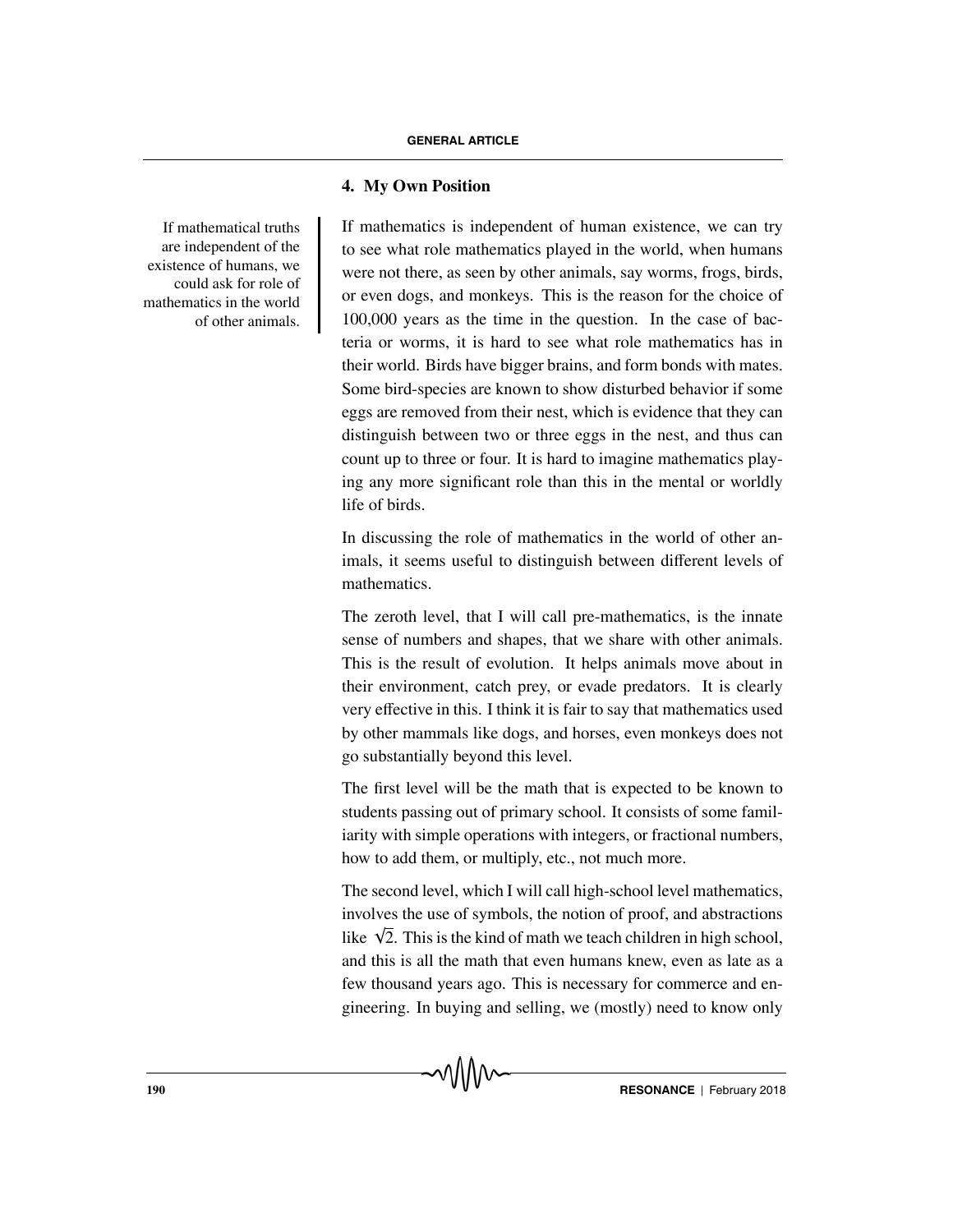## 4. My Own Position

If mathematical truths are independent of the existence of humans, we could ask for role of mathematics in the world of other animals.

If mathematics is independent of human existence, we can try to see what role mathematics played in the world, when humans were not there, as seen by other animals, say worms, frogs, birds, or even dogs, and monkeys. This is the reason for the choice of 100,000 years as the time in the question. In the case of bacteria or worms, it is hard to see what role mathematics has in their world. Birds have bigger brains, and form bonds with mates. Some bird-species are known to show disturbed behavior if some eggs are removed from their nest, which is evidence that they can distinguish between two or three eggs in the nest, and thus can count up to three or four. It is hard to imagine mathematics playing any more significant role than this in the mental or worldly life of birds.

In discussing the role of mathematics in the world of other animals, it seems useful to distinguish between different levels of mathematics.

The zeroth level, that I will call pre-mathematics, is the innate sense of numbers and shapes, that we share with other animals. This is the result of evolution. It helps animals move about in their environment, catch prey, or evade predators. It is clearly very effective in this. I think it is fair to say that mathematics used by other mammals like dogs, and horses, even monkeys does not go substantially beyond this level.

The first level will be the math that is expected to be known to students passing out of primary school. It consists of some familiarity with simple operations with integers, or fractional numbers, how to add them, or multiply, etc., not much more.

The second level, which I will call high-school level mathematics, involves the use of symbols, the notion of proof, and abstractions like $\sqrt{2}$. This is the kind of math we teach children in high school, and this is all the math that even humans knew, even as late as a few thousand years ago. This is necessary for commerce and engineering. In buying and selling, we (mostly) need to know only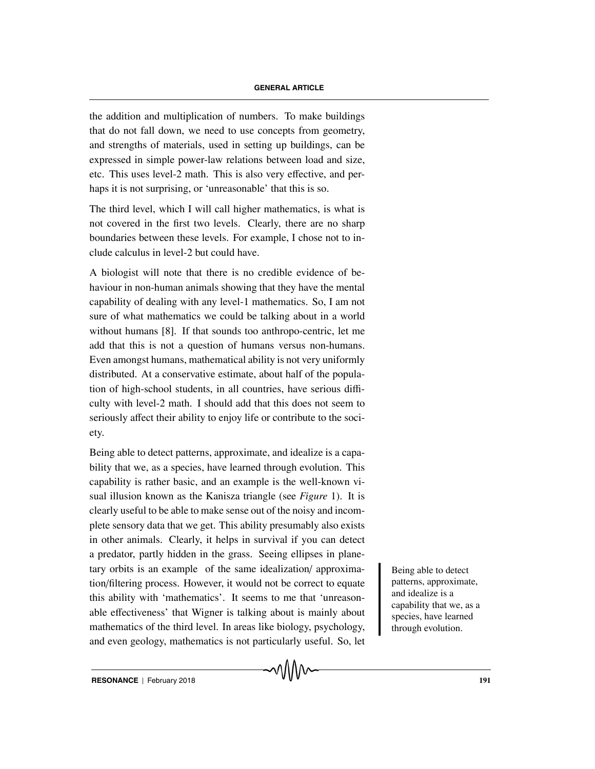the addition and multiplication of numbers. To make buildings that do not fall down, we need to use concepts from geometry, and strengths of materials, used in setting up buildings, can be expressed in simple power-law relations between load and size, etc. This uses level-2 math. This is also very effective, and perhaps it is not surprising, or 'unreasonable' that this is so.

The third level, which I will call higher mathematics, is what is not covered in the first two levels. Clearly, there are no sharp boundaries between these levels. For example, I chose not to include calculus in level-2 but could have.

A biologist will note that there is no credible evidence of behaviour in non-human animals showing that they have the mental capability of dealing with any level-1 mathematics. So, I am not sure of what mathematics we could be talking about in a world without humans [8]. If that sounds too anthropo-centric, let me add that this is not a question of humans versus non-humans. Even amongst humans, mathematical ability is not very uniformly distributed. At a conservative estimate, about half of the population of high-school students, in all countries, have serious difficulty with level-2 math. I should add that this does not seem to seriously affect their ability to enjoy life or contribute to the society.

Being able to detect patterns, approximate, and idealize is a capability that we, as a species, have learned through evolution. This capability is rather basic, and an example is the well-known visual illusion known as the Kanisza triangle (see *Figure* 1). It is clearly useful to be able to make sense out of the noisy and incomplete sensory data that we get. This ability presumably also exists in other animals. Clearly, it helps in survival if you can detect a predator, partly hidden in the grass. Seeing ellipses in planetary orbits is an example of the same idealization/ approximation/filtering process. However, it would not be correct to equate this ability with 'mathematics'. It seems to me that 'unreasonable effectiveness' that Wigner is talking about is mainly about mathematics of the third level. In areas like biology, psychology, and even geology, mathematics is not particularly useful. So, let

> Being able to detect patterns, approximate, and idealize is a capability that we, as a species, have learned through evolution.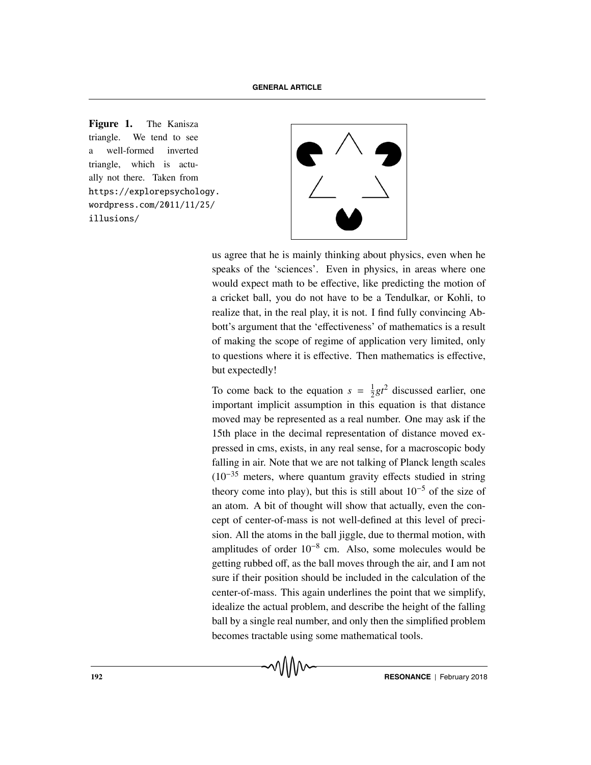**Figure 1.** The Kanisza triangle. We tend to see a well-formed inverted triangle, which is actually not there. Taken from https://explorepsychology.wordpress.com/2011/11/25/illusions/

us agree that he is mainly thinking about physics, even when he speaks of the 'sciences'. Even in physics, in areas where one would expect math to be effective, like predicting the motion of a cricket ball, you do not have to be a Tendulkar, or Kohli, to realize that, in the real play, it is not. I find fully convincing Abbott's argument that the 'effectiveness' of mathematics is a result of making the scope of regime of application very limited, only to questions where it is effective. Then mathematics is effective, but expectedly!

To come back to the equation $s = \frac{1}{2}gt^2$ discussed earlier, one important implicit assumption in this equation is that distance moved may be represented as a real number. One may ask if the 15th place in the decimal representation of distance moved expressed in cms, exists, in any real sense, for a macroscopic body falling in air. Note that we are not talking of Planck length scales ($10^{-35}$ meters, where quantum gravity effects studied in string theory come into play), but this is still about $10^{-5}$ of the size of an atom. A bit of thought will show that actually, even the concept of center-of-mass is not well-defined at this level of precision. All the atoms in the ball jiggle, due to thermal motion, with amplitudes of order $10^{-8}$ cm. Also, some molecules would be getting rubbed off, as the ball moves through the air, and I am not sure if their position should be included in the calculation of the center-of-mass. This again underlines the point that we simplify, idealize the actual problem, and describe the height of the falling ball by a single real number, and only then the simplified problem becomes tractable using some mathematical tools.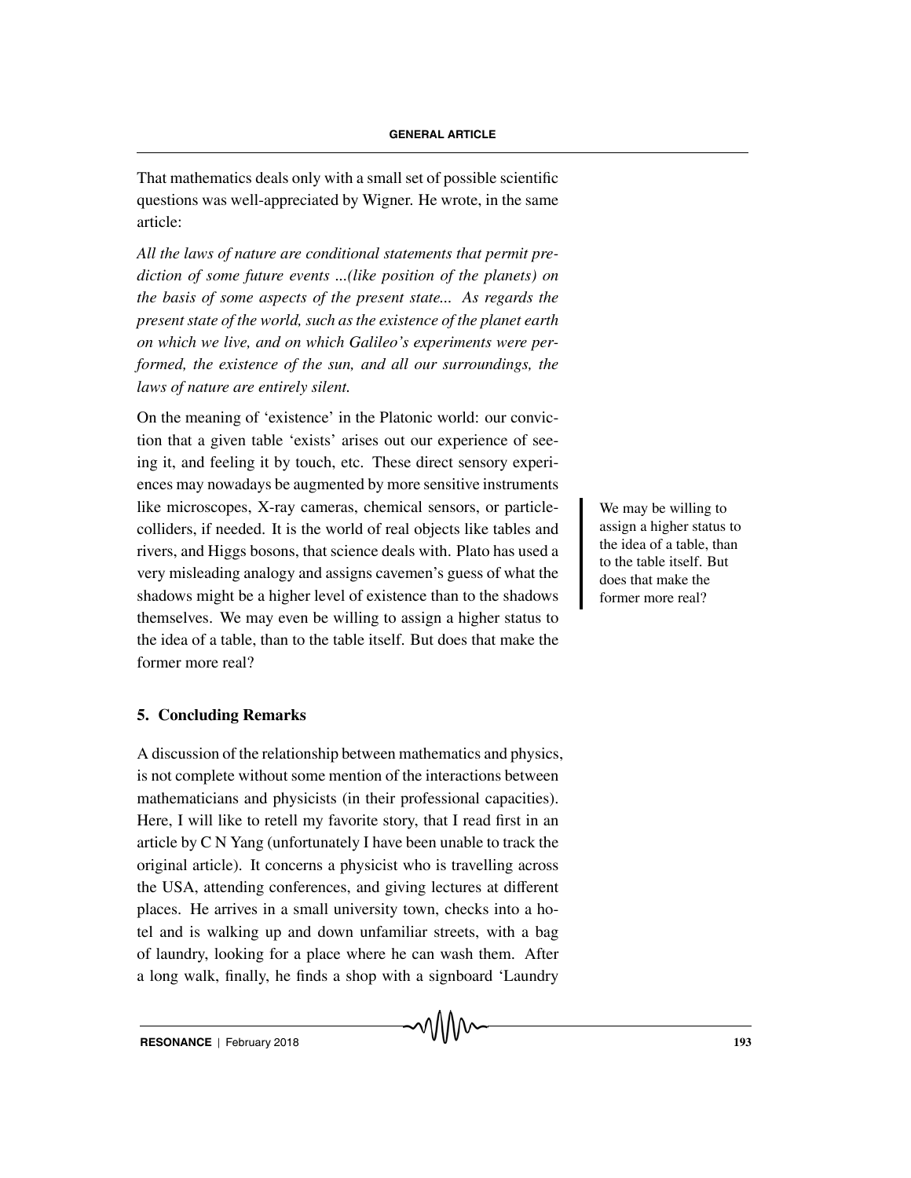That mathematics deals only with a small set of possible scientific questions was well-appreciated by Wigner. He wrote, in the same article:

*All the laws of nature are conditional statements that permit prediction of some future events ...(like position of the planets) on the basis of some aspects of the present state... As regards the present state of the world, such as the existence of the planet earth on which we live, and on which Galileo's experiments were performed, the existence of the sun, and all our surroundings, the laws of nature are entirely silent.*

On the meaning of 'existence' in the Platonic world: our conviction that a given table 'exists' arises out our experience of seeing it, and feeling it by touch, etc. These direct sensory experiences may nowadays be augmented by more sensitive instruments like microscopes, X-ray cameras, chemical sensors, or particle-colliders, if needed. It is the world of real objects like tables and rivers, and Higgs bosons, that science deals with. Plato has used a very misleading analogy and assigns cavemen's guess of what the shadows might be a higher level of existence than to the shadows themselves. We may even be willing to assign a higher status to the idea of a table, than to the table itself. But does that make the former more real?

We may be willing to assign a higher status to the idea of a table, than to the table itself. But does that make the former more real?

## 5. Concluding Remarks

A discussion of the relationship between mathematics and physics, is not complete without some mention of the interactions between mathematicians and physicists (in their professional capacities). Here, I will like to retell my favorite story, that I read first in an article by C N Yang (unfortunately I have been unable to track the original article). It concerns a physicist who is travelling across the USA, attending conferences, and giving lectures at different places. He arrives in a small university town, checks into a hotel and is walking up and down unfamiliar streets, with a bag of laundry, looking for a place where he can wash them. After a long walk, finally, he finds a shop with a signboard 'Laundry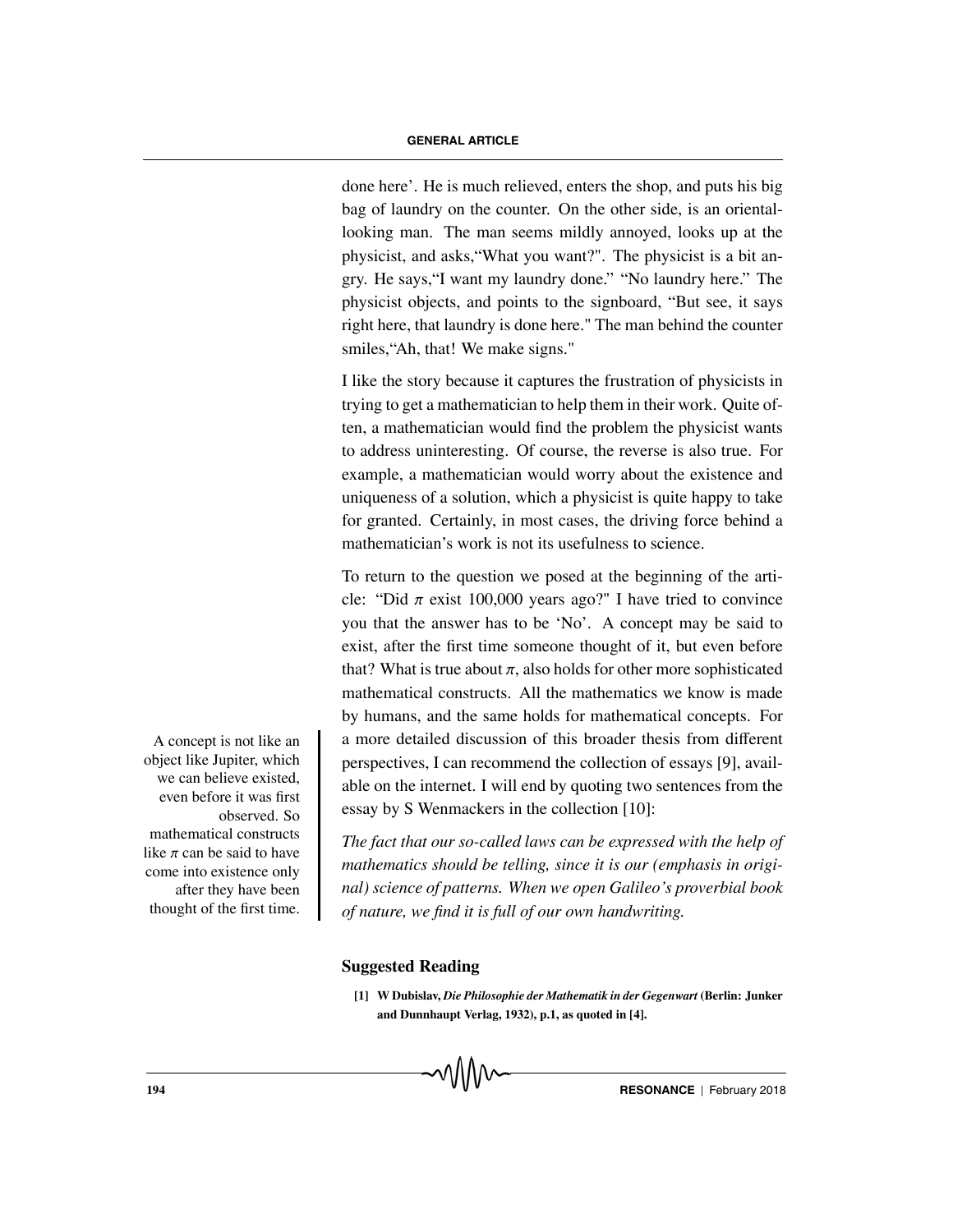done here'. He is much relieved, enters the shop, and puts his big bag of laundry on the counter. On the other side, is an oriental-looking man. The man seems mildly annoyed, looks up at the physicist, and asks,"What you want?". The physicist is a bit angry. He says,"I want my laundry done." "No laundry here." The physicist objects, and points to the signboard, "But see, it says right here, that laundry is done here." The man behind the counter smiles,"Ah, that! We make signs."

I like the story because it captures the frustration of physicists in trying to get a mathematician to help them in their work. Quite often, a mathematician would find the problem the physicist wants to address uninteresting. Of course, the reverse is also true. For example, a mathematician would worry about the existence and uniqueness of a solution, which a physicist is quite happy to take for granted. Certainly, in most cases, the driving force behind a mathematician's work is not its usefulness to science.

To return to the question we posed at the beginning of the article: "Did $\pi$ exist 100,000 years ago?" I have tried to convince you that the answer has to be 'No'. A concept may be said to exist, after the first time someone thought of it, but even before that? What is true about $\pi$, also holds for other more sophisticated mathematical constructs. All the mathematics we know is made by humans, and the same holds for mathematical concepts. For a more detailed discussion of this broader thesis from different perspectives, I can recommend the collection of essays [9], available on the internet. I will end by quoting two sentences from the essay by S Wenmackers in the collection [10]:

A concept is not like an object like Jupiter, which we can believe existed, even before it was first observed. So mathematical constructs like $\pi$ can be said to have come into existence only after they have been thought of the first time.

*The fact that our so-called laws can be expressed with the help of mathematics should be telling, since it is our (emphasis in original) science of patterns. When we open Galileo's proverbial book of nature, we find it is full of our own handwriting.*

## Suggested Reading

**[1] W Dubislav, *Die Philosophie der Mathematik in der Gegenwart* (Berlin: Junker and Dunnhaupt Verlag, 1932), p.1, as quoted in [4].**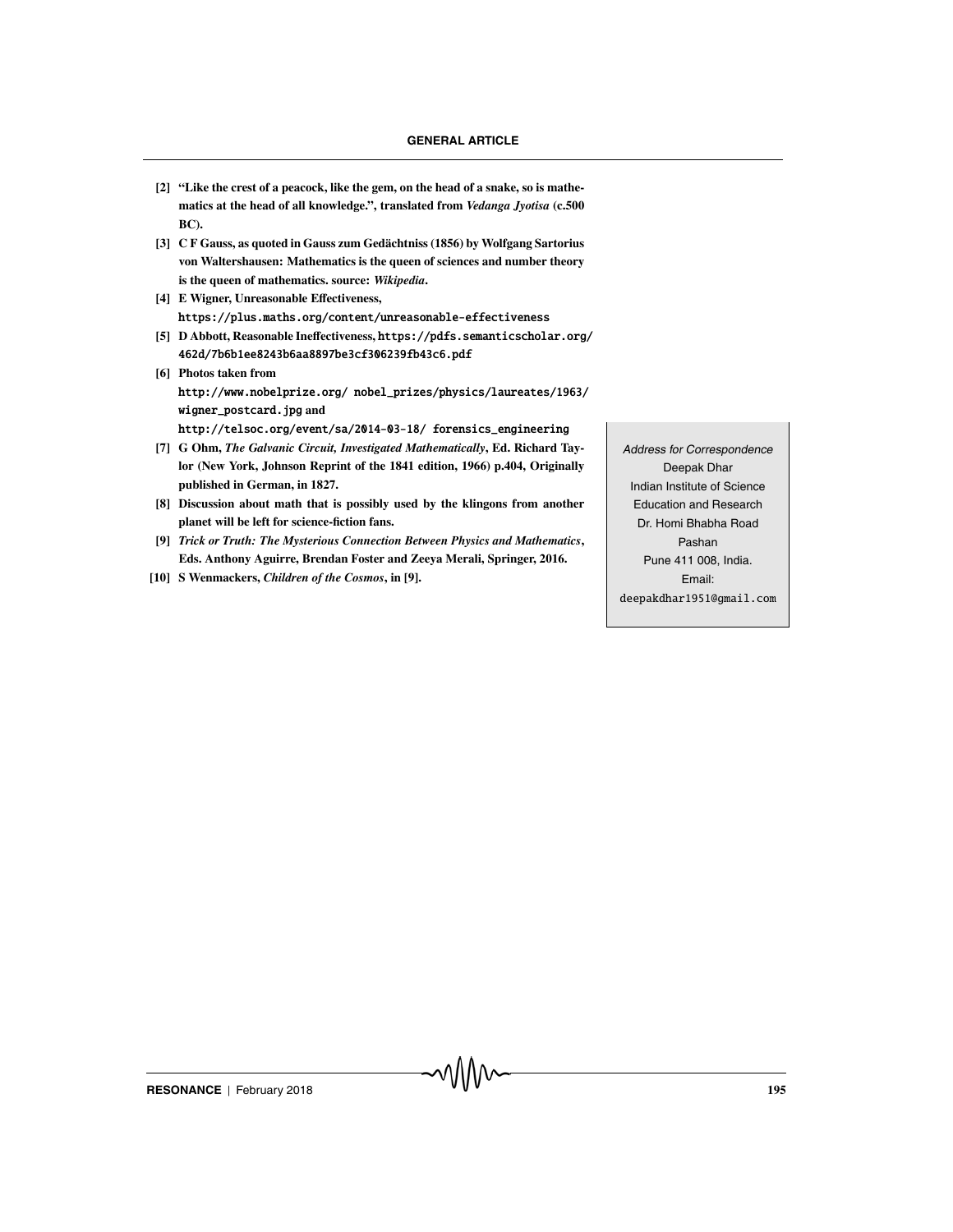[2] "Like the crest of a peacock, like the gem, on the head of a snake, so is mathematics at the head of all knowledge.", translated from *Vedanga Jyotisa* (c.500 BC).

[3] C F Gauss, as quoted in Gauss zum Gedächtniss (1856) by Wolfgang Sartorius von Waltershausen: Mathematics is the queen of sciences and number theory is the queen of mathematics. source: *Wikipedia*.

[4] E Wigner, Unreasonable Effectiveness, https://plus.maths.org/content/unreasonable-effectiveness

[5] D Abbott, Reasonable Ineffectiveness, https://pdfs.semanticscholar.org/462d/7b6b1ee8243b6aa8897be3cf306239fb43c6.pdf

[6] Photos taken from http://www.nobelprize.org/ nobel_prizes/physics/laureates/1963/wigner_postcard.jpg and http://telsoc.org/event/sa/2014-03-18/ forensics_engineering

[7] G Ohm, *The Galvanic Circuit, Investigated Mathematically*, Ed. Richard Taylor (New York, Johnson Reprint of the 1841 edition, 1966) p.404, Originally published in German, in 1827.

[8] Discussion about math that is possibly used by the klingons from another planet will be left for science-fiction fans.

[9] *Trick or Truth: The Mysterious Connection Between Physics and Mathematics*, Eds. Anthony Aguirre, Brendan Foster and Zeeya Merali, Springer, 2016.

[10] S Wenmackers, *Children of the Cosmos*, in [9].

*Address for Correspondence*
Deepak Dhar
Indian Institute of Science Education and Research
Dr. Homi Bhabha Road
Pashan
Pune 411 008, India.
Email:
deepakdhar1951@gmail.com